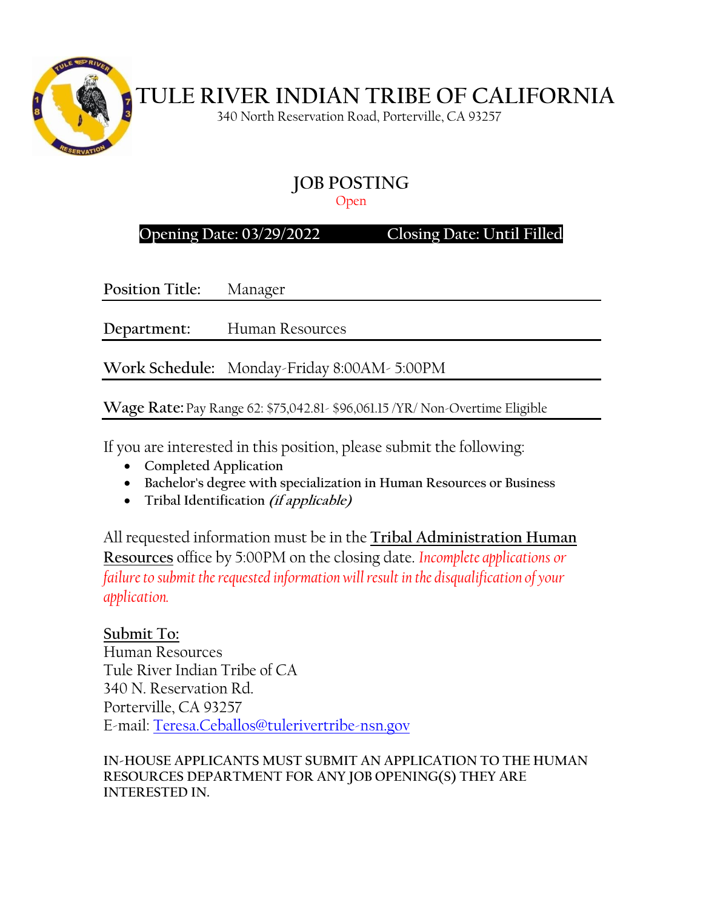# TULE RIVER INDIAN TRIBE OF CALIFORNIA

340 North Reservation Road, Porterville, CA 93257

## JOB POSTING

Open

**Opening Date: 03/29/2022 Closing Date: Until Filled**

**Position Title:** Manager

**Department:** Human Resources

**Work Schedule:** Monday-Friday 8:00AM- 5:00PM

**Wage Rate:** Pay Range 62: $75,042.81- $96,061.15 /YR/ Non-Overtime Eligible

If you are interested in this position, please submit the following:

- **Completed Application**
- **Bachelor's degree with specialization in Human Resources or Business**
- **Tribal Identification *(if applicable)***

All requested information must be in the **Tribal Administration Human Resources** office by 5:00PM on the closing date. *Incomplete applications or failure to submit the requested information will result in the disqualification of your application.*

**Submit To:**
Human Resources
Tule River Indian Tribe of CA
340 N. Reservation Rd.
Porterville, CA 93257
E-mail: Teresa.Ceballos@tulerivertribe-nsn.gov

**IN-HOUSE APPLICANTS MUST SUBMIT AN APPLICATION TO THE HUMAN RESOURCES DEPARTMENT FOR ANY JOB OPENING(S) THEY ARE INTERESTED IN.**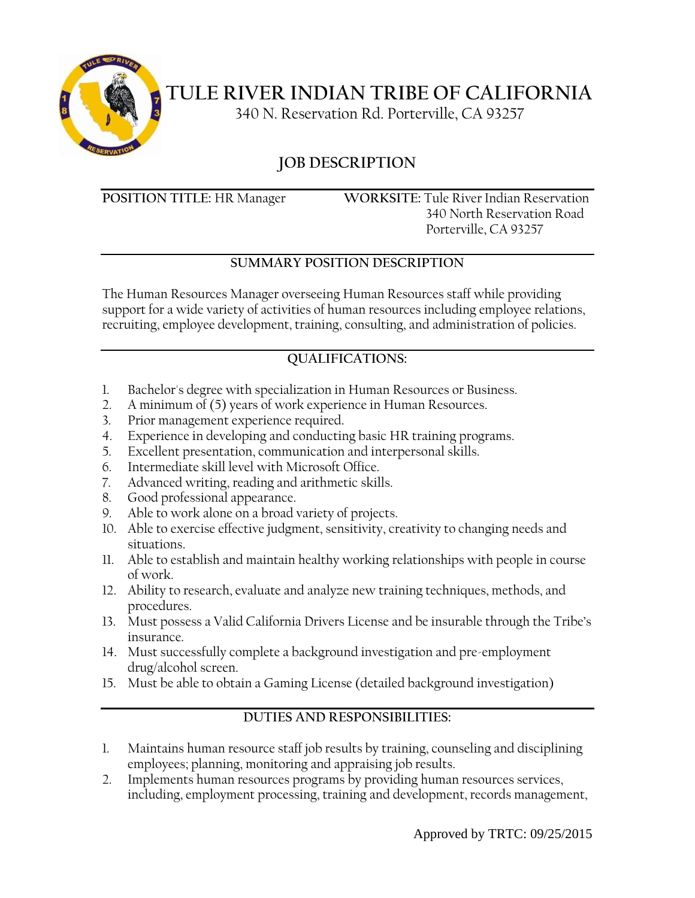# TULE RIVER INDIAN TRIBE OF CALIFORNIA

340 N. Reservation Rd. Porterville, CA 93257

## JOB DESCRIPTION

**POSITION TITLE:** HR Manager

**WORKSITE:** Tule River Indian Reservation
340 North Reservation Road
Porterville, CA 93257

### SUMMARY POSITION DESCRIPTION

The Human Resources Manager overseeing Human Resources staff while providing support for a wide variety of activities of human resources including employee relations, recruiting, employee development, training, consulting, and administration of policies.

### QUALIFICATIONS:

1. Bachelor's degree with specialization in Human Resources or Business.
2. A minimum of (5) years of work experience in Human Resources.
3. Prior management experience required.
4. Experience in developing and conducting basic HR training programs.
5. Excellent presentation, communication and interpersonal skills.
6. Intermediate skill level with Microsoft Office.
7. Advanced writing, reading and arithmetic skills.
8. Good professional appearance.
9. Able to work alone on a broad variety of projects.
10. Able to exercise effective judgment, sensitivity, creativity to changing needs and situations.
11. Able to establish and maintain healthy working relationships with people in course of work.
12. Ability to research, evaluate and analyze new training techniques, methods, and procedures.
13. Must possess a Valid California Drivers License and be insurable through the Tribe's insurance.
14. Must successfully complete a background investigation and pre-employment drug/alcohol screen.
15. Must be able to obtain a Gaming License (detailed background investigation)

### DUTIES AND RESPONSIBILITIES:

1. Maintains human resource staff job results by training, counseling and disciplining employees; planning, monitoring and appraising job results.
2. Implements human resources programs by providing human resources services, including, employment processing, training and development, records management,

Approved by TRTC: 09/25/2015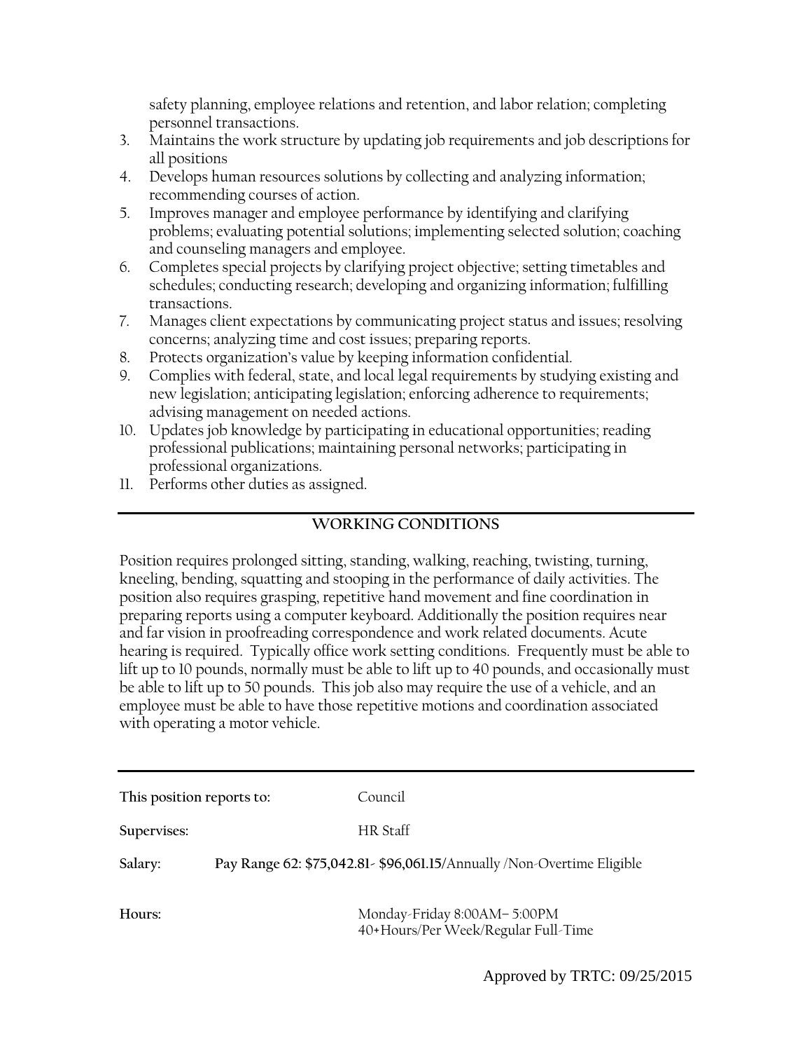safety planning, employee relations and retention, and labor relation; completing personnel transactions.

3. Maintains the work structure by updating job requirements and job descriptions for all positions
4. Develops human resources solutions by collecting and analyzing information; recommending courses of action.
5. Improves manager and employee performance by identifying and clarifying problems; evaluating potential solutions; implementing selected solution; coaching and counseling managers and employee.
6. Completes special projects by clarifying project objective; setting timetables and schedules; conducting research; developing and organizing information; fulfilling transactions.
7. Manages client expectations by communicating project status and issues; resolving concerns; analyzing time and cost issues; preparing reports.
8. Protects organization's value by keeping information confidential.
9. Complies with federal, state, and local legal requirements by studying existing and new legislation; anticipating legislation; enforcing adherence to requirements; advising management on needed actions.
10. Updates job knowledge by participating in educational opportunities; reading professional publications; maintaining personal networks; participating in professional organizations.
11. Performs other duties as assigned.

---

## WORKING CONDITIONS

Position requires prolonged sitting, standing, walking, reaching, twisting, turning, kneeling, bending, squatting and stooping in the performance of daily activities. The position also requires grasping, repetitive hand movement and fine coordination in preparing reports using a computer keyboard. Additionally the position requires near and far vision in proofreading correspondence and work related documents. Acute hearing is required. Typically office work setting conditions. Frequently must be able to lift up to 10 pounds, normally must be able to lift up to 40 pounds, and occasionally must be able to lift up to 50 pounds. This job also may require the use of a vehicle, and an employee must be able to have those repetitive motions and coordination associated with operating a motor vehicle.

---

**This position reports to:** Council

**Supervises:** HR Staff

**Salary:** **Pay Range 62: $75,042.81- $96,061.15/**Annually /Non-Overtime Eligible

**Hours:** Monday-Friday 8:00AM– 5:00PM
40+Hours/Per Week/Regular Full-Time

Approved by TRTC: 09/25/2015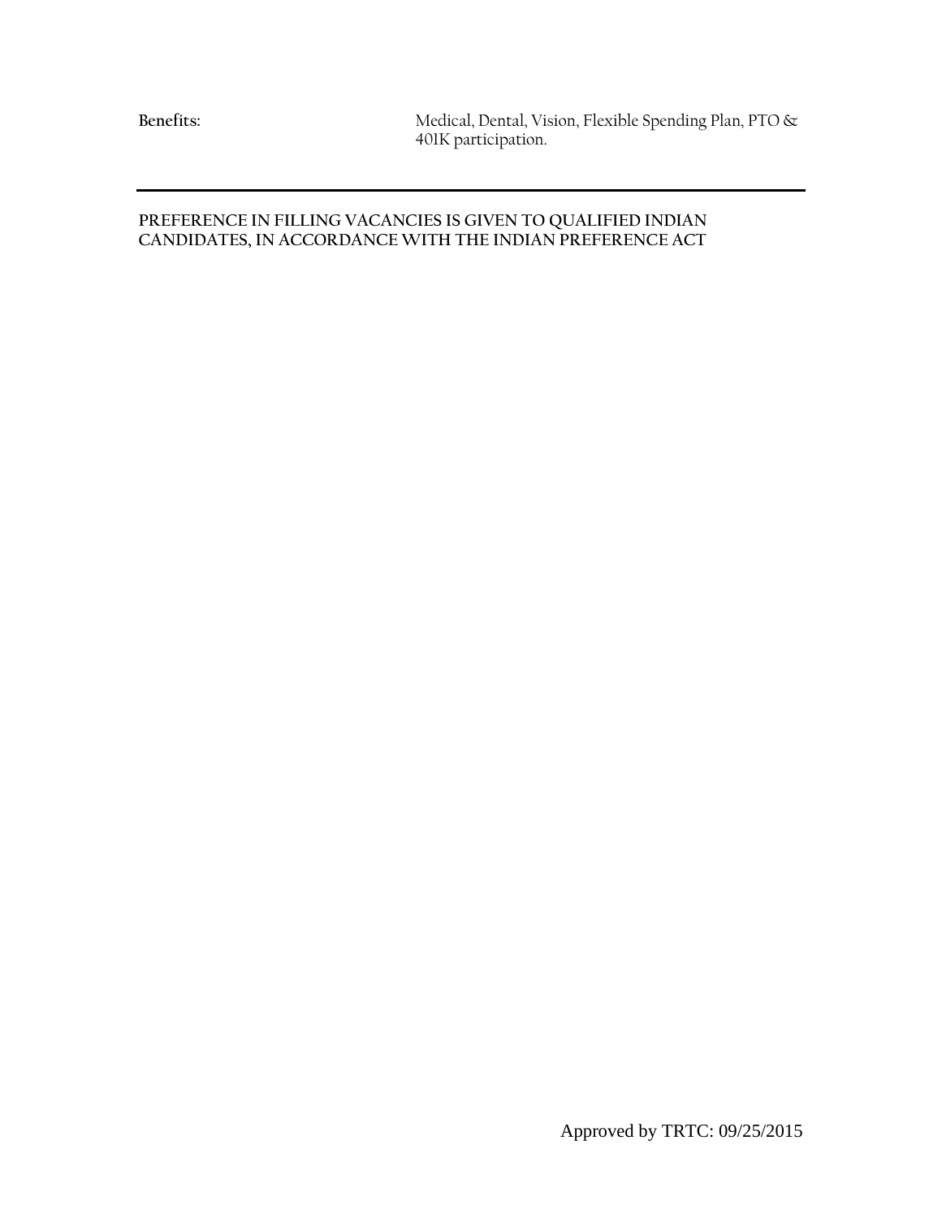**Benefits:** Medical, Dental, Vision, Flexible Spending Plan, PTO & 401K participation.

---

**PREFERENCE IN FILLING VACANCIES IS GIVEN TO QUALIFIED INDIAN CANDIDATES, IN ACCORDANCE WITH THE INDIAN PREFERENCE ACT**

Approved by TRTC: 09/25/2015